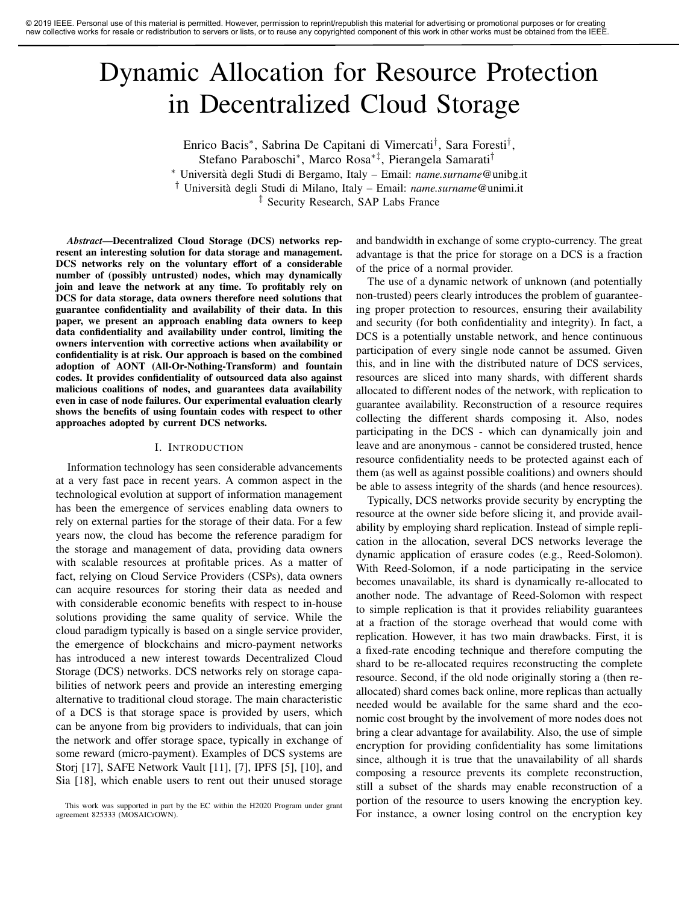© 2019 IEEE. Personal use of this material is permitted. However, permission to reprint/republish this material for advertising or promotional purposes or for creating new collective works for resale or redistribution to servers or lists, or to reuse any copyrighted component of this work in other works must be obtained from the IEEE.

# Dynamic Allocation for Resource Protection in Decentralized Cloud Storage

Enrico Bacis[*], Sabrina De Capitani di Vimercati[†], Sara Foresti[†], Stefano Paraboschi[*], Marco Rosa[*‡], Pierangela Samarati[†]

[*] Università degli Studi di Bergamo, Italy – Email: *name.surname*@unibg.it
[†] Università degli Studi di Milano, Italy – Email: *name.surname*@unimi.it
[‡] Security Research, SAP Labs France

***Abstract*—Decentralized Cloud Storage (DCS) networks represent an interesting solution for data storage and management. DCS networks rely on the voluntary effort of a considerable number of (possibly untrusted) nodes, which may dynamically join and leave the network at any time. To profitably rely on DCS for data storage, data owners therefore need solutions that guarantee confidentiality and availability of their data. In this paper, we present an approach enabling data owners to keep data confidentiality and availability under control, limiting the owners intervention with corrective actions when availability or confidentiality is at risk. Our approach is based on the combined adoption of AONT (All-Or-Nothing-Transform) and fountain codes. It provides confidentiality of outsourced data also against malicious coalitions of nodes, and guarantees data availability even in case of node failures. Our experimental evaluation clearly shows the benefits of using fountain codes with respect to other approaches adopted by current DCS networks.**

## I. Introduction

Information technology has seen considerable advancements at a very fast pace in recent years. A common aspect in the technological evolution at support of information management has been the emergence of services enabling data owners to rely on external parties for the storage of their data. For a few years now, the cloud has become the reference paradigm for the storage and management of data, providing data owners with scalable resources at profitable prices. As a matter of fact, relying on Cloud Service Providers (CSPs), data owners can acquire resources for storing their data as needed and with considerable economic benefits with respect to in-house solutions providing the same quality of service. While the cloud paradigm typically is based on a single service provider, the emergence of blockchains and micro-payment networks has introduced a new interest towards Decentralized Cloud Storage (DCS) networks. DCS networks rely on storage capabilities of network peers and provide an interesting emerging alternative to traditional cloud storage. The main characteristic of a DCS is that storage space is provided by users, which can be anyone from big providers to individuals, that can join the network and offer storage space, typically in exchange of some reward (micro-payment). Examples of DCS systems are Storj [17], SAFE Network Vault [11], [7], IPFS [5], [10], and Sia [18], which enable users to rent out their unused storage and bandwidth in exchange of some crypto-currency. The great advantage is that the price for storage on a DCS is a fraction of the price of a normal provider.

The use of a dynamic network of unknown (and potentially non-trusted) peers clearly introduces the problem of guaranteeing proper protection to resources, ensuring their availability and security (for both confidentiality and integrity). In fact, a DCS is a potentially unstable network, and hence continuous participation of every single node cannot be assumed. Given this, and in line with the distributed nature of DCS services, resources are sliced into many shards, with different shards allocated to different nodes of the network, with replication to guarantee availability. Reconstruction of a resource requires collecting the different shards composing it. Also, nodes participating in the DCS - which can dynamically join and leave and are anonymous - cannot be considered trusted, hence resource confidentiality needs to be protected against each of them (as well as against possible coalitions) and owners should be able to assess integrity of the shards (and hence resources).

Typically, DCS networks provide security by encrypting the resource at the owner side before slicing it, and provide availability by employing shard replication. Instead of simple replication in the allocation, several DCS networks leverage the dynamic application of erasure codes (e.g., Reed-Solomon). With Reed-Solomon, if a node participating in the service becomes unavailable, its shard is dynamically re-allocated to another node. The advantage of Reed-Solomon with respect to simple replication is that it provides reliability guarantees at a fraction of the storage overhead that would come with replication. However, it has two main drawbacks. First, it is a fixed-rate encoding technique and therefore computing the shard to be re-allocated requires reconstructing the complete resource. Second, if the old node originally storing a (then re-allocated) shard comes back online, more replicas than actually needed would be available for the same shard and the economic cost brought by the involvement of more nodes does not bring a clear advantage for availability. Also, the use of simple encryption for providing confidentiality has some limitations since, although it is true that the unavailability of all shards composing a resource prevents its complete reconstruction, still a subset of the shards may enable reconstruction of a portion of the resource to users knowing the encryption key. For instance, a owner losing control on the encryption key

This work was supported in part by the EC within the H2020 Program under grant agreement 825333 (MOSAICrOWN).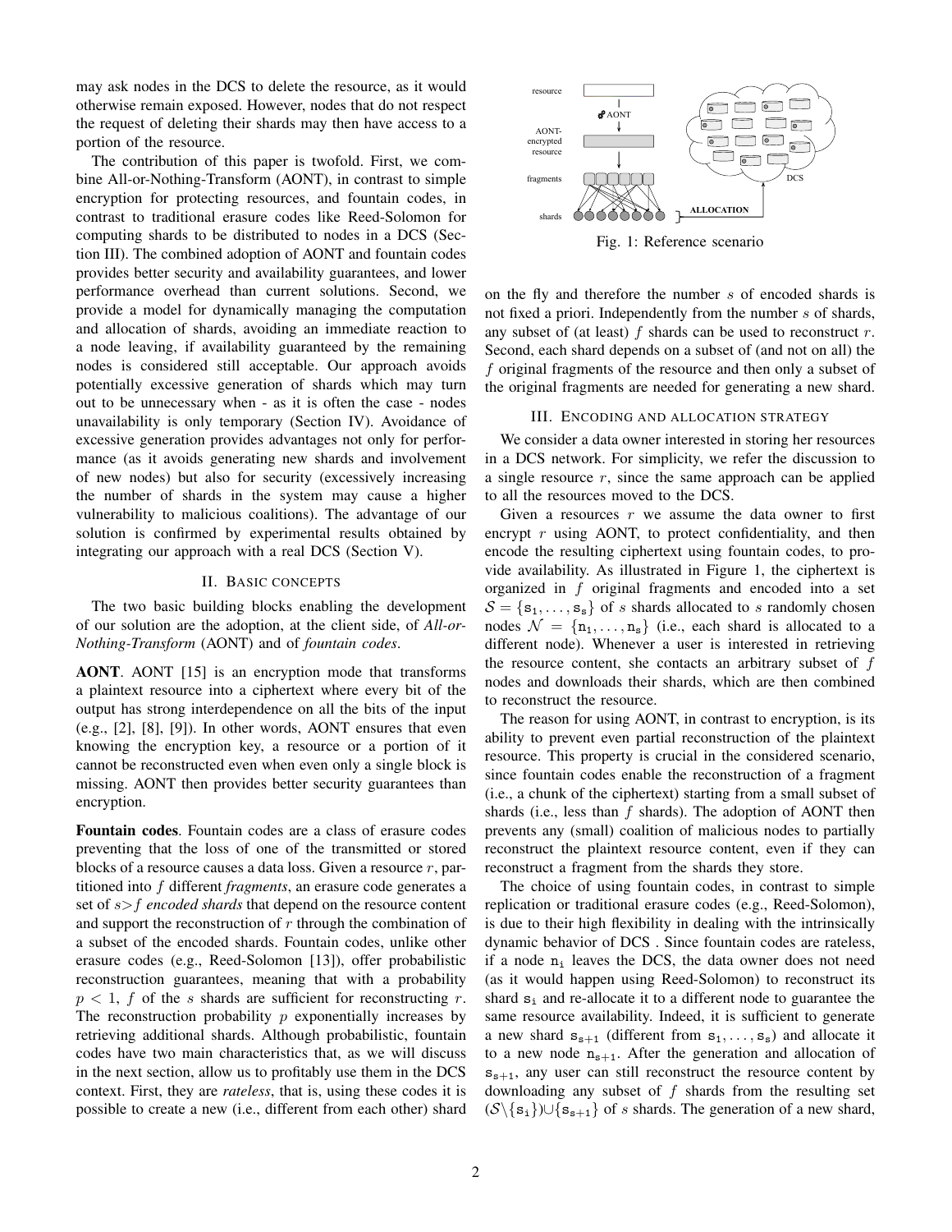may ask nodes in the DCS to delete the resource, as it would otherwise remain exposed. However, nodes that do not respect the request of deleting their shards may then have access to a portion of the resource.

The contribution of this paper is twofold. First, we combine All-or-Nothing-Transform (AONT), in contrast to simple encryption for protecting resources, and fountain codes, in contrast to traditional erasure codes like Reed-Solomon for computing shards to be distributed to nodes in a DCS (Section III). The combined adoption of AONT and fountain codes provides better security and availability guarantees, and lower performance overhead than current solutions. Second, we provide a model for dynamically managing the computation and allocation of shards, avoiding an immediate reaction to a node leaving, if availability guaranteed by the remaining nodes is considered still acceptable. Our approach avoids potentially excessive generation of shards which may turn out to be unnecessary when - as it is often the case - nodes unavailability is only temporary (Section IV). Avoidance of excessive generation provides advantages not only for performance (as it avoids generating new shards and involvement of new nodes) but also for security (excessively increasing the number of shards in the system may cause a higher vulnerability to malicious coalitions). The advantage of our solution is confirmed by experimental results obtained by integrating our approach with a real DCS (Section V).

## II. Basic concepts

The two basic building blocks enabling the development of our solution are the adoption, at the client side, of *All-or-Nothing-Transform* (AONT) and of *fountain codes*.

**AONT**. AONT [15] is an encryption mode that transforms a plaintext resource into a ciphertext where every bit of the output has strong interdependence on all the bits of the input (e.g., [2], [8], [9]). In other words, AONT ensures that even knowing the encryption key, a resource or a portion of it cannot be reconstructed even when even only a single block is missing. AONT then provides better security guarantees than encryption.

**Fountain codes**. Fountain codes are a class of erasure codes preventing that the loss of one of the transmitted or stored blocks of a resource causes a data loss. Given a resource $r$, partitioned into $f$ different *fragments*, an erasure code generates a set of $s > f$ *encoded shards* that depend on the resource content and support the reconstruction of $r$ through the combination of a subset of the encoded shards. Fountain codes, unlike other erasure codes (e.g., Reed-Solomon [13]), offer probabilistic reconstruction guarantees, meaning that with a probability $p < 1$, $f$ of the $s$ shards are sufficient for reconstructing $r$. The reconstruction probability $p$ exponentially increases by retrieving additional shards. Although probabilistic, fountain codes have two main characteristics that, as we will discuss in the next section, allow us to profitably use them in the DCS context. First, they are *rateless*, that is, using these codes it is possible to create a new (i.e., different from each other) shard on the fly and therefore the number $s$ of encoded shards is not fixed a priori. Independently from the number $s$ of shards, any subset of (at least) $f$ shards can be used to reconstruct $r$. Second, each shard depends on a subset of (and not on all) the $f$ original fragments of the resource and then only a subset of the original fragments are needed for generating a new shard.

Fig. 1: Reference scenario

## III. Encoding and allocation strategy

We consider a data owner interested in storing her resources in a DCS network. For simplicity, we refer the discussion to a single resource $r$, since the same approach can be applied to all the resources moved to the DCS.

Given a resources $r$ we assume the data owner to first encrypt $r$ using AONT, to protect confidentiality, and then encode the resulting ciphertext using fountain codes, to provide availability. As illustrated in Figure 1, the ciphertext is organized in $f$ original fragments and encoded into a set $\mathcal{S} = \{\mathtt{s_1}, \ldots, \mathtt{s_s}\}$ of $s$ shards allocated to $s$ randomly chosen nodes $\mathcal{N} = \{\mathtt{n_1}, \ldots, \mathtt{n_s}\}$ (i.e., each shard is allocated to a different node). Whenever a user is interested in retrieving the resource content, she contacts an arbitrary subset of $f$ nodes and downloads their shards, which are then combined to reconstruct the resource.

The reason for using AONT, in contrast to encryption, is its ability to prevent even partial reconstruction of the plaintext resource. This property is crucial in the considered scenario, since fountain codes enable the reconstruction of a fragment (i.e., a chunk of the ciphertext) starting from a small subset of shards (i.e., less than $f$ shards). The adoption of AONT then prevents any (small) coalition of malicious nodes to partially reconstruct the plaintext resource content, even if they can reconstruct a fragment from the shards they store.

The choice of using fountain codes, in contrast to simple replication or traditional erasure codes (e.g., Reed-Solomon), is due to their high flexibility in dealing with the intrinsically dynamic behavior of DCS . Since fountain codes are rateless, if a node $\mathtt{n_i}$ leaves the DCS, the data owner does not need (as it would happen using Reed-Solomon) to reconstruct its shard $\mathtt{s_i}$ and re-allocate it to a different node to guarantee the same resource availability. Indeed, it is sufficient to generate a new shard $\mathtt{s_{s+1}}$ (different from $\mathtt{s_1}, \ldots, \mathtt{s_s}$) and allocate it to a new node $\mathtt{n_{s+1}}$. After the generation and allocation of $\mathtt{s_{s+1}}$, any user can still reconstruct the resource content by downloading any subset of $f$ shards from the resulting set $(\mathcal{S} \setminus \{\mathtt{s_i}\}) \cup \{\mathtt{s_{s+1}}\}$ of $s$ shards. The generation of a new shard,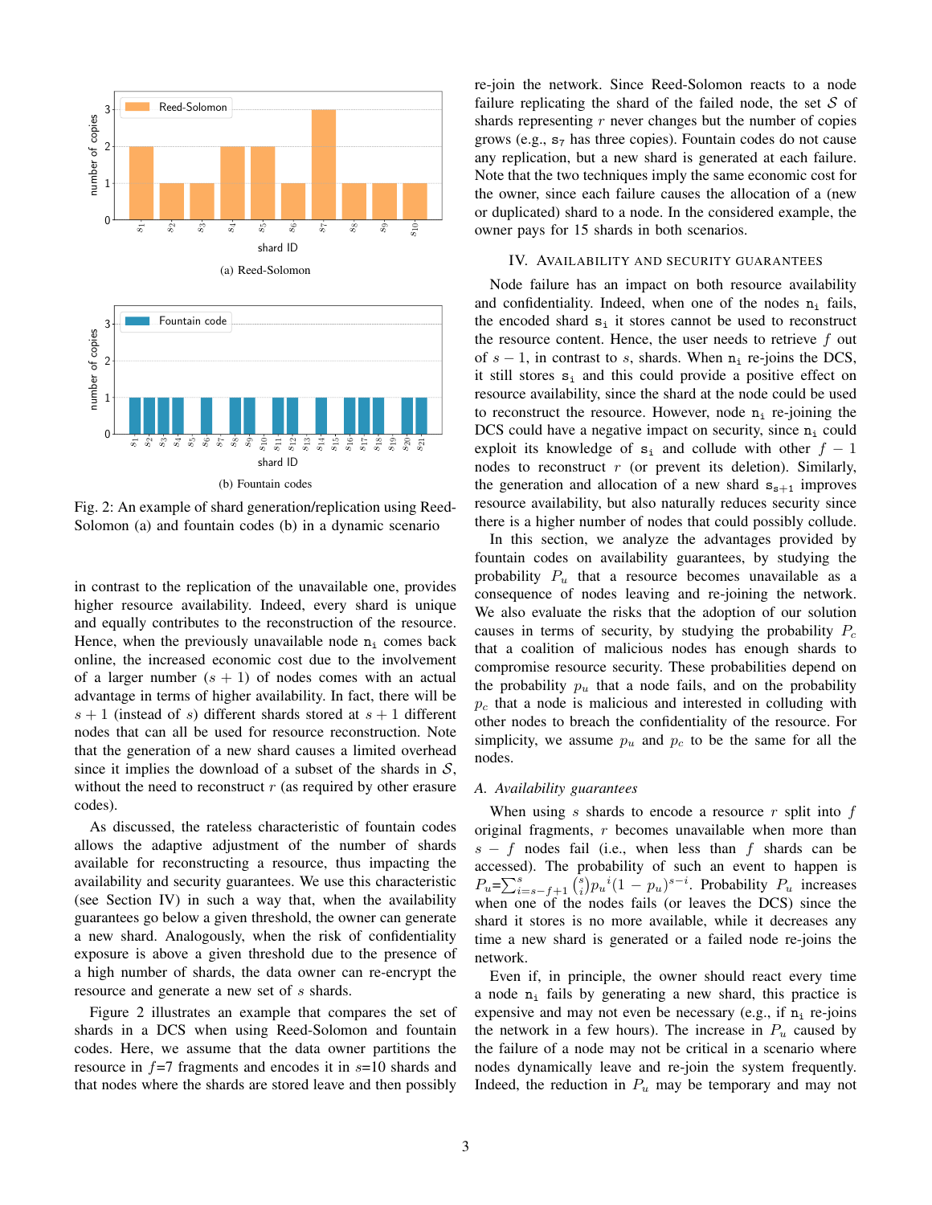Fig. 2: An example of shard generation/replication using Reed-Solomon (a) and fountain codes (b) in a dynamic scenario

(a) Reed-Solomon

(b) Fountain codes

in contrast to the replication of the unavailable one, provides higher resource availability. Indeed, every shard is unique and equally contributes to the reconstruction of the resource. Hence, when the previously unavailable node $n_i$ comes back online, the increased economic cost due to the involvement of a larger number ($s+1$) of nodes comes with an actual advantage in terms of higher availability. In fact, there will be $s+1$ (instead of $s$) different shards stored at $s+1$ different nodes that can all be used for resource reconstruction. Note that the generation of a new shard causes a limited overhead since it implies the download of a subset of the shards in $\mathcal{S}$, without the need to reconstruct $r$ (as required by other erasure codes).

As discussed, the rateless characteristic of fountain codes allows the adaptive adjustment of the number of shards available for reconstructing a resource, thus impacting the availability and security guarantees. We use this characteristic (see Section IV) in such a way that, when the availability guarantees go below a given threshold, the owner can generate a new shard. Analogously, when the risk of confidentiality exposure is above a given threshold due to the presence of a high number of shards, the data owner can re-encrypt the resource and generate a new set of $s$ shards.

Figure 2 illustrates an example that compares the set of shards in a DCS when using Reed-Solomon and fountain codes. Here, we assume that the data owner partitions the resource in $f$=7 fragments and encodes it in $s$=10 shards and that nodes where the shards are stored leave and then possibly re-join the network. Since Reed-Solomon reacts to a node failure replicating the shard of the failed node, the set $\mathcal{S}$ of shards representing $r$ never changes but the number of copies grows (e.g., $s_7$ has three copies). Fountain codes do not cause any replication, but a new shard is generated at each failure. Note that the two techniques imply the same economic cost for the owner, since each failure causes the allocation of a (new or duplicated) shard to a node. In the considered example, the owner pays for 15 shards in both scenarios.

## IV. Availability and Security Guarantees

Node failure has an impact on both resource availability and confidentiality. Indeed, when one of the nodes $n_i$ fails, the encoded shard $s_i$ it stores cannot be used to reconstruct the resource content. Hence, the user needs to retrieve $f$ out of $s-1$, in contrast to $s$, shards. When $n_i$ re-joins the DCS, it still stores $s_i$ and this could provide a positive effect on resource availability, since the shard at the node could be used to reconstruct the resource. However, node $n_i$ re-joining the DCS could have a negative impact on security, since $n_i$ could exploit its knowledge of $s_i$ and collude with other $f-1$ nodes to reconstruct $r$ (or prevent its deletion). Similarly, the generation and allocation of a new shard $s_{s+1}$ improves resource availability, but also naturally reduces security since there is a higher number of nodes that could possibly collude.

In this section, we analyze the advantages provided by fountain codes on availability guarantees, by studying the probability $P_u$ that a resource becomes unavailable as a consequence of nodes leaving and re-joining the network. We also evaluate the risks that the adoption of our solution causes in terms of security, by studying the probability $P_c$ that a coalition of malicious nodes has enough shards to compromise resource security. These probabilities depend on the probability $p_u$ that a node fails, and on the probability $p_c$ that a node is malicious and interested in colluding with other nodes to breach the confidentiality of the resource. For simplicity, we assume $p_u$ and $p_c$ to be the same for all the nodes.

### A. Availability guarantees

When using $s$ shards to encode a resource $r$ split into $f$ original fragments, $r$ becomes unavailable when more than $s-f$ nodes fail (i.e., when less than $f$ shards can be accessed). The probability of such an event to happen is $P_u = \sum_{i=s-f+1}^{s} \binom{s}{i} {p_u}^i (1-p_u)^{s-i}$. Probability $P_u$ increases when one of the nodes fails (or leaves the DCS) since the shard it stores is no more available, while it decreases any time a new shard is generated or a failed node re-joins the network.

Even if, in principle, the owner should react every time a node $n_i$ fails by generating a new shard, this practice is expensive and may not even be necessary (e.g., if $n_i$ re-joins the network in a few hours). The increase in $P_u$ caused by the failure of a node may not be critical in a scenario where nodes dynamically leave and re-join the system frequently. Indeed, the reduction in $P_u$ may be temporary and may not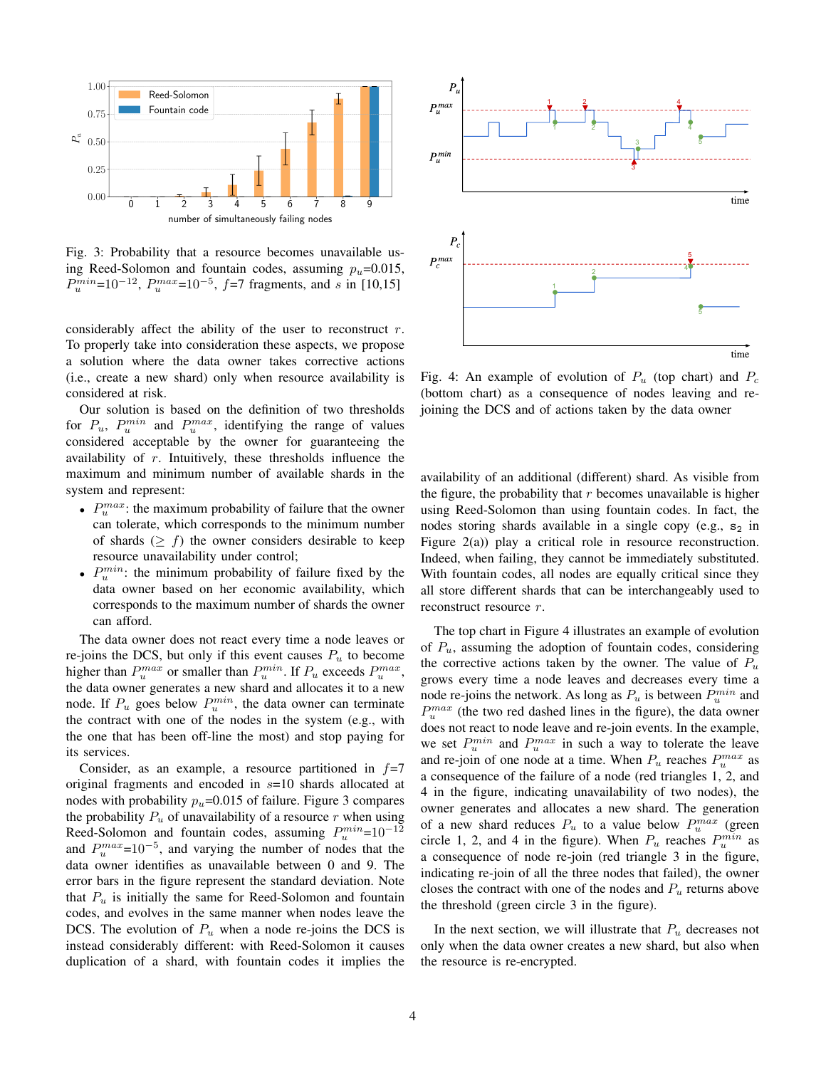Fig. 3: Probability that a resource becomes unavailable using Reed-Solomon and fountain codes, assuming $p_u$=0.015, $P_u^{min}$=$10^{-12}$, $P_u^{max}$=$10^{-5}$, $f$=7 fragments, and $s$ in [10,15]

considerably affect the ability of the user to reconstruct $r$. To properly take into consideration these aspects, we propose a solution where the data owner takes corrective actions (i.e., create a new shard) only when resource availability is considered at risk.

Our solution is based on the definition of two thresholds for $P_u$, $P_u^{min}$ and $P_u^{max}$, identifying the range of values considered acceptable by the owner for guaranteeing the availability of $r$. Intuitively, these thresholds influence the maximum and minimum number of available shards in the system and represent:

- $P_u^{max}$: the maximum probability of failure that the owner can tolerate, which corresponds to the minimum number of shards ($\geq f$) the owner considers desirable to keep resource unavailability under control;
- $P_u^{min}$: the minimum probability of failure fixed by the data owner based on her economic availability, which corresponds to the maximum number of shards the owner can afford.

The data owner does not react every time a node leaves or re-joins the DCS, but only if this event causes $P_u$ to become higher than $P_u^{max}$ or smaller than $P_u^{min}$. If $P_u$ exceeds $P_u^{max}$, the data owner generates a new shard and allocates it to a new node. If $P_u$ goes below $P_u^{min}$, the data owner can terminate the contract with one of the nodes in the system (e.g., with the one that has been off-line the most) and stop paying for its services.

Consider, as an example, a resource partitioned in $f$=7 original fragments and encoded in $s$=10 shards allocated at nodes with probability $p_u$=0.015 of failure. Figure 3 compares the probability $P_u$ of unavailability of a resource $r$ when using Reed-Solomon and fountain codes, assuming $P_u^{min}$=$10^{-12}$ and $P_u^{max}$=$10^{-5}$, and varying the number of nodes that the data owner identifies as unavailable between 0 and 9. The error bars in the figure represent the standard deviation. Note that $P_u$ is initially the same for Reed-Solomon and fountain codes, and evolves in the same manner when nodes leave the DCS. The evolution of $P_u$ when a node re-joins the DCS is instead considerably different: with Reed-Solomon it causes duplication of a shard, with fountain codes it implies the availability of an additional (different) shard. As visible from the figure, the probability that $r$ becomes unavailable is higher using Reed-Solomon than using fountain codes. In fact, the nodes storing shards available in a single copy (e.g., $s_2$ in Figure 2(a)) play a critical role in resource reconstruction. Indeed, when failing, they cannot be immediately substituted. With fountain codes, all nodes are equally critical since they all store different shards that can be interchangeably used to reconstruct resource $r$.

Fig. 4: An example of evolution of $P_u$ (top chart) and $P_c$ (bottom chart) as a consequence of nodes leaving and re-joining the DCS and of actions taken by the data owner

The top chart in Figure 4 illustrates an example of evolution of $P_u$, assuming the adoption of fountain codes, considering the corrective actions taken by the owner. The value of $P_u$ grows every time a node leaves and decreases every time a node re-joins the network. As long as $P_u$ is between $P_u^{min}$ and $P_u^{max}$ (the two red dashed lines in the figure), the data owner does not react to node leave and re-join events. In the example, we set $P_u^{min}$ and $P_u^{max}$ in such a way to tolerate the leave and re-join of one node at a time. When $P_u$ reaches $P_u^{max}$ as a consequence of the failure of a node (red triangles 1, 2, and 4 in the figure, indicating unavailability of two nodes), the owner generates and allocates a new shard. The generation of a new shard reduces $P_u$ to a value below $P_u^{max}$ (green circle 1, 2, and 4 in the figure). When $P_u$ reaches $P_u^{min}$ as a consequence of node re-join (red triangle 3 in the figure, indicating re-join of all the three nodes that failed), the owner closes the contract with one of the nodes and $P_u$ returns above the threshold (green circle 3 in the figure).

In the next section, we will illustrate that $P_u$ decreases not only when the data owner creates a new shard, but also when the resource is re-encrypted.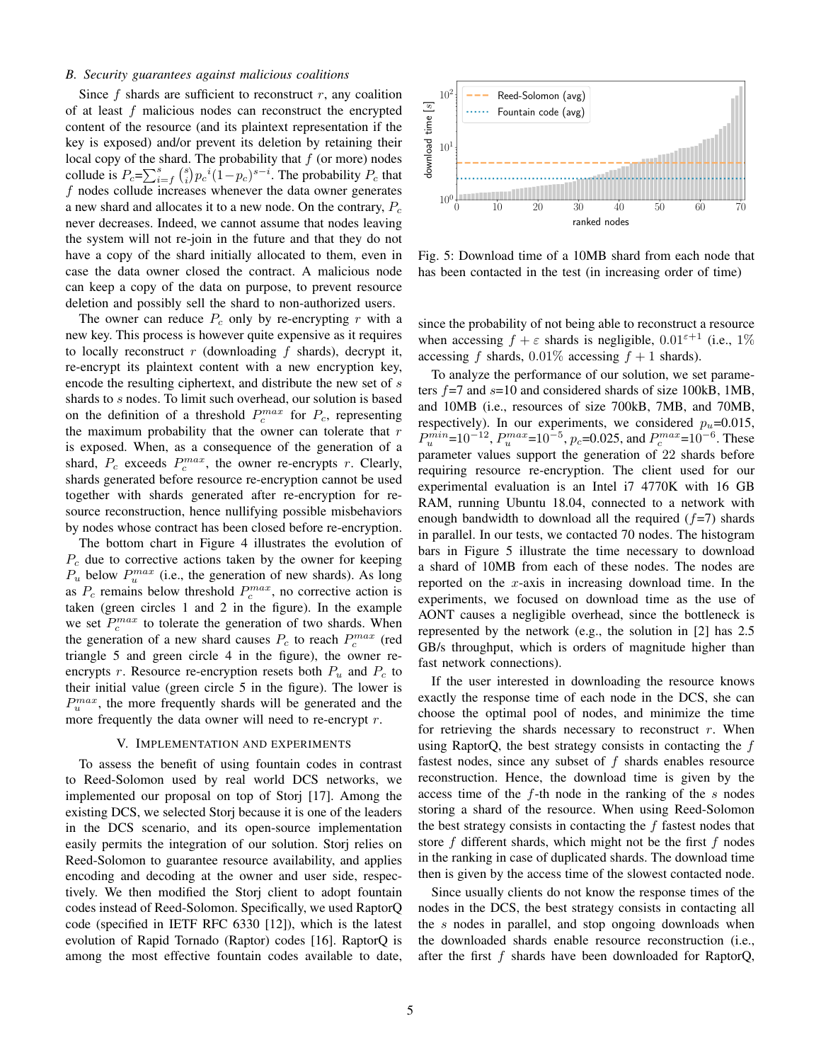### B. Security guarantees against malicious coalitions

Since $f$ shards are sufficient to reconstruct $r$, any coalition of at least $f$ malicious nodes can reconstruct the encrypted content of the resource (and its plaintext representation if the key is exposed) and/or prevent its deletion by retaining their local copy of the shard. The probability that $f$ (or more) nodes collude is $P_c = \sum_{i=f}^{s} \binom{s}{i} {p_c}^i (1-p_c)^{s-i}$. The probability $P_c$ that $f$ nodes collude increases whenever the data owner generates a new shard and allocates it to a new node. On the contrary, $P_c$ never decreases. Indeed, we cannot assume that nodes leaving the system will not re-join in the future and that they do not have a copy of the shard initially allocated to them, even in case the data owner closed the contract. A malicious node can keep a copy of the data on purpose, to prevent resource deletion and possibly sell the shard to non-authorized users.

The owner can reduce $P_c$ only by re-encrypting $r$ with a new key. This process is however quite expensive as it requires to locally reconstruct $r$ (downloading $f$ shards), decrypt it, re-encrypt its plaintext content with a new encryption key, encode the resulting ciphertext, and distribute the new set of $s$ shards to $s$ nodes. To limit such overhead, our solution is based on the definition of a threshold $P_c^{max}$ for $P_c$, representing the maximum probability that the owner can tolerate that $r$ is exposed. When, as a consequence of the generation of a shard, $P_c$ exceeds $P_c^{max}$, the owner re-encrypts $r$. Clearly, shards generated before resource re-encryption cannot be used together with shards generated after re-encryption for resource reconstruction, hence nullifying possible misbehaviors by nodes whose contract has been closed before re-encryption.

The bottom chart in Figure 4 illustrates the evolution of $P_c$ due to corrective actions taken by the owner for keeping $P_u$ below $P_u^{max}$ (i.e., the generation of new shards). As long as $P_c$ remains below threshold $P_c^{max}$, no corrective action is taken (green circles 1 and 2 in the figure). In the example we set $P_c^{max}$ to tolerate the generation of two shards. When the generation of a new shard causes $P_c$ to reach $P_c^{max}$ (red triangle 5 and green circle 4 in the figure), the owner re-encrypts $r$. Resource re-encryption resets both $P_u$ and $P_c$ to their initial value (green circle 5 in the figure). The lower is $P_u^{max}$, the more frequently shards will be generated and the more frequently the data owner will need to re-encrypt $r$.

## V. Implementation and Experiments

To assess the benefit of using fountain codes in contrast to Reed-Solomon used by real world DCS networks, we implemented our proposal on top of Storj [17]. Among the existing DCS, we selected Storj because it is one of the leaders in the DCS scenario, and its open-source implementation easily permits the integration of our solution. Storj relies on Reed-Solomon to guarantee resource availability, and applies encoding and decoding at the owner and user side, respectively. We then modified the Storj client to adopt fountain codes instead of Reed-Solomon. Specifically, we used RaptorQ code (specified in IETF RFC 6330 [12]), which is the latest evolution of Rapid Tornado (Raptor) codes [16]. RaptorQ is among the most effective fountain codes available to date, since the probability of not being able to reconstruct a resource when accessing $f+\varepsilon$ shards is negligible, $0.01^{\varepsilon+1}$ (i.e., 1% accessing $f$ shards, 0.01% accessing $f+1$ shards).

Fig. 5: Download time of a 10MB shard from each node that has been contacted in the test (in increasing order of time)

To analyze the performance of our solution, we set parameters $f$=7 and $s$=10 and considered shards of size 100kB, 1MB, and 10MB (i.e., resources of size 700kB, 7MB, and 70MB, respectively). In our experiments, we considered $p_u$=0.015, $P_u^{min}$=$10^{-12}$, $P_u^{max}$=$10^{-5}$, $p_c$=0.025, and $P_c^{max}$=$10^{-6}$. These parameter values support the generation of 22 shards before requiring resource re-encryption. The client used for our experimental evaluation is an Intel i7 4770K with 16 GB RAM, running Ubuntu 18.04, connected to a network with enough bandwidth to download all the required ($f$=7) shards in parallel. In our tests, we contacted 70 nodes. The histogram bars in Figure 5 illustrate the time necessary to download a shard of 10MB from each of these nodes. The nodes are reported on the $x$-axis in increasing download time. In the experiments, we focused on download time as the use of AONT causes a negligible overhead, since the bottleneck is represented by the network (e.g., the solution in [2] has 2.5 GB/s throughput, which is orders of magnitude higher than fast network connections).

If the user interested in downloading the resource knows exactly the response time of each node in the DCS, she can choose the optimal pool of nodes, and minimize the time for retrieving the shards necessary to reconstruct $r$. When using RaptorQ, the best strategy consists in contacting the $f$ fastest nodes, since any subset of $f$ shards enables resource reconstruction. Hence, the download time is given by the access time of the $f$-th node in the ranking of the $s$ nodes storing a shard of the resource. When using Reed-Solomon the best strategy consists in contacting the $f$ fastest nodes that store $f$ different shards, which might not be the first $f$ nodes in the ranking in case of duplicated shards. The download time then is given by the access time of the slowest contacted node.

Since usually clients do not know the response times of the nodes in the DCS, the best strategy consists in contacting all the $s$ nodes in parallel, and stop ongoing downloads when the downloaded shards enable resource reconstruction (i.e., after the first $f$ shards have been downloaded for RaptorQ,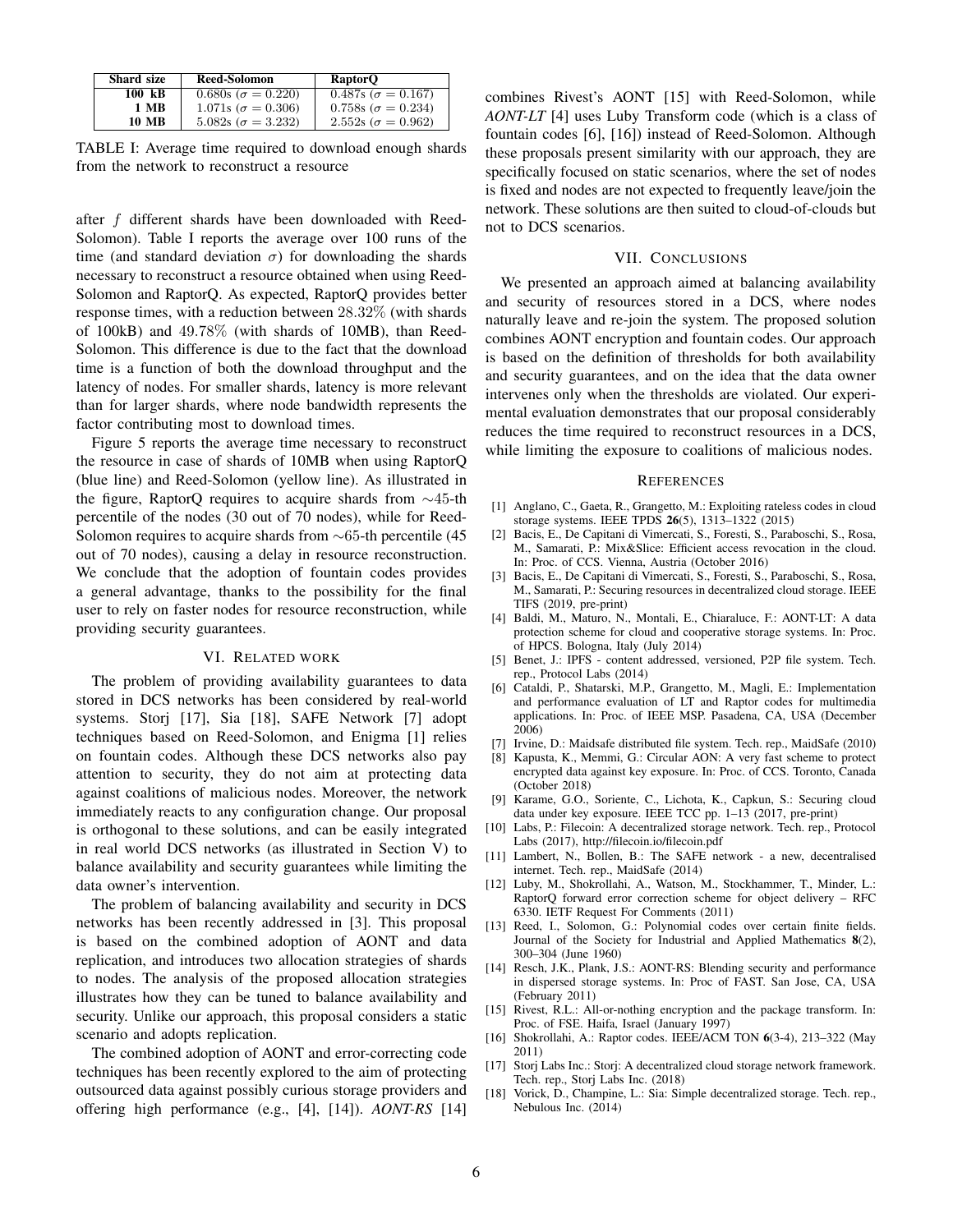| Shard size | Reed-Solomon | RaptorQ |
| --- | --- | --- |
| **100 kB** | 0.680s ($\sigma = 0.220$) | 0.487s ($\sigma = 0.167$) |
| **1 MB** | 1.071s ($\sigma = 0.306$) | 0.758s ($\sigma = 0.234$) |
| **10 MB** | 5.082s ($\sigma = 3.232$) | 2.552s ($\sigma = 0.962$) |

TABLE I: Average time required to download enough shards from the network to reconstruct a resource

after $f$ different shards have been downloaded with Reed-Solomon). Table I reports the average over 100 runs of the time (and standard deviation $\sigma$) for downloading the shards necessary to reconstruct a resource obtained when using Reed-Solomon and RaptorQ. As expected, RaptorQ provides better response times, with a reduction between $28.32\%$ (with shards of 100kB) and $49.78\%$ (with shards of 10MB), than Reed-Solomon. This difference is due to the fact that the download time is a function of both the download throughput and the latency of nodes. For smaller shards, latency is more relevant than for larger shards, where node bandwidth represents the factor contributing most to download times.

Figure 5 reports the average time necessary to reconstruct the resource in case of shards of 10MB when using RaptorQ (blue line) and Reed-Solomon (yellow line). As illustrated in the figure, RaptorQ requires to acquire shards from $\sim$45-th percentile of the nodes (30 out of 70 nodes), while for Reed-Solomon requires to acquire shards from $\sim$65-th percentile (45 out of 70 nodes), causing a delay in resource reconstruction. We conclude that the adoption of fountain codes provides a general advantage, thanks to the possibility for the final user to rely on faster nodes for resource reconstruction, while providing security guarantees.

## VI. Related work

The problem of providing availability guarantees to data stored in DCS networks has been considered by real-world systems. Storj [17], Sia [18], SAFE Network [7] adopt techniques based on Reed-Solomon, and Enigma [1] relies on fountain codes. Although these DCS networks also pay attention to security, they do not aim at protecting data against coalitions of malicious nodes. Moreover, the network immediately reacts to any configuration change. Our proposal is orthogonal to these solutions, and can be easily integrated in real world DCS networks (as illustrated in Section V) to balance availability and security guarantees while limiting the data owner's intervention.

The problem of balancing availability and security in DCS networks has been recently addressed in [3]. This proposal is based on the combined adoption of AONT and data replication, and introduces two allocation strategies of shards to nodes. The analysis of the proposed allocation strategies illustrates how they can be tuned to balance availability and security. Unlike our approach, this proposal considers a static scenario and adopts replication.

The combined adoption of AONT and error-correcting code techniques has been recently explored to the aim of protecting outsourced data against possibly curious storage providers and offering high performance (e.g., [4], [14]). *AONT-RS* [14] combines Rivest's AONT [15] with Reed-Solomon, while *AONT-LT* [4] uses Luby Transform code (which is a class of fountain codes [6], [16]) instead of Reed-Solomon. Although these proposals present similarity with our approach, they are specifically focused on static scenarios, where the set of nodes is fixed and nodes are not expected to frequently leave/join the network. These solutions are then suited to cloud-of-clouds but not to DCS scenarios.

## VII. Conclusions

We presented an approach aimed at balancing availability and security of resources stored in a DCS, where nodes naturally leave and re-join the system. The proposed solution combines AONT encryption and fountain codes. Our approach is based on the definition of thresholds for both availability and security guarantees, and on the idea that the data owner intervenes only when the thresholds are violated. Our experimental evaluation demonstrates that our proposal considerably reduces the time required to reconstruct resources in a DCS, while limiting the exposure to coalitions of malicious nodes.

## References

[1] Anglano, C., Gaeta, R., Grangetto, M.: Exploiting rateless codes in cloud storage systems. IEEE TPDS **26**(5), 1313–1322 (2015)

[2] Bacis, E., De Capitani di Vimercati, S., Foresti, S., Paraboschi, S., Rosa, M., Samarati, P.: Mix&Slice: Efficient access revocation in the cloud. In: Proc. of CCS. Vienna, Austria (October 2016)

[3] Bacis, E., De Capitani di Vimercati, S., Foresti, S., Paraboschi, S., Rosa, M., Samarati, P.: Securing resources in decentralized cloud storage. IEEE TIFS (2019, pre-print)

[4] Baldi, M., Maturo, N., Montali, E., Chiaraluce, F.: AONT-LT: A data protection scheme for cloud and cooperative storage systems. In: Proc. of HPCS. Bologna, Italy (July 2014)

[5] Benet, J.: IPFS - content addressed, versioned, P2P file system. Tech. rep., Protocol Labs (2014)

[6] Cataldi, P., Shatarski, M.P., Grangetto, M., Magli, E.: Implementation and performance evaluation of LT and Raptor codes for multimedia applications. In: Proc. of IEEE MSP. Pasadena, CA, USA (December 2006)

[7] Irvine, D.: Maidsafe distributed file system. Tech. rep., MaidSafe (2010)

[8] Kapusta, K., Memmi, G.: Circular AON: A very fast scheme to protect encrypted data against key exposure. In: Proc. of CCS. Toronto, Canada (October 2018)

[9] Karame, G.O., Soriente, C., Lichota, K., Capkun, S.: Securing cloud data under key exposure. IEEE TCC pp. 1–13 (2017, pre-print)

[10] Labs, P.: Filecoin: A decentralized storage network. Tech. rep., Protocol Labs (2017), http://filecoin.io/filecoin.pdf

[11] Lambert, N., Bollen, B.: The SAFE network - a new, decentralised internet. Tech. rep., MaidSafe (2014)

[12] Luby, M., Shokrollahi, A., Watson, M., Stockhammer, T., Minder, L.: RaptorQ forward error correction scheme for object delivery – RFC 6330. IETF Request For Comments (2011)

[13] Reed, I., Solomon, G.: Polynomial codes over certain finite fields. Journal of the Society for Industrial and Applied Mathematics **8**(2), 300–304 (June 1960)

[14] Resch, J.K., Plank, J.S.: AONT-RS: Blending security and performance in dispersed storage systems. In: Proc of FAST. San Jose, CA, USA (February 2011)

[15] Rivest, R.L.: All-or-nothing encryption and the package transform. In: Proc. of FSE. Haifa, Israel (January 1997)

[16] Shokrollahi, A.: Raptor codes. IEEE/ACM TON **6**(3-4), 213–322 (May 2011)

[17] Storj Labs Inc.: Storj: A decentralized cloud storage network framework. Tech. rep., Storj Labs Inc. (2018)

[18] Vorick, D., Champine, L.: Sia: Simple decentralized storage. Tech. rep., Nebulous Inc. (2014)